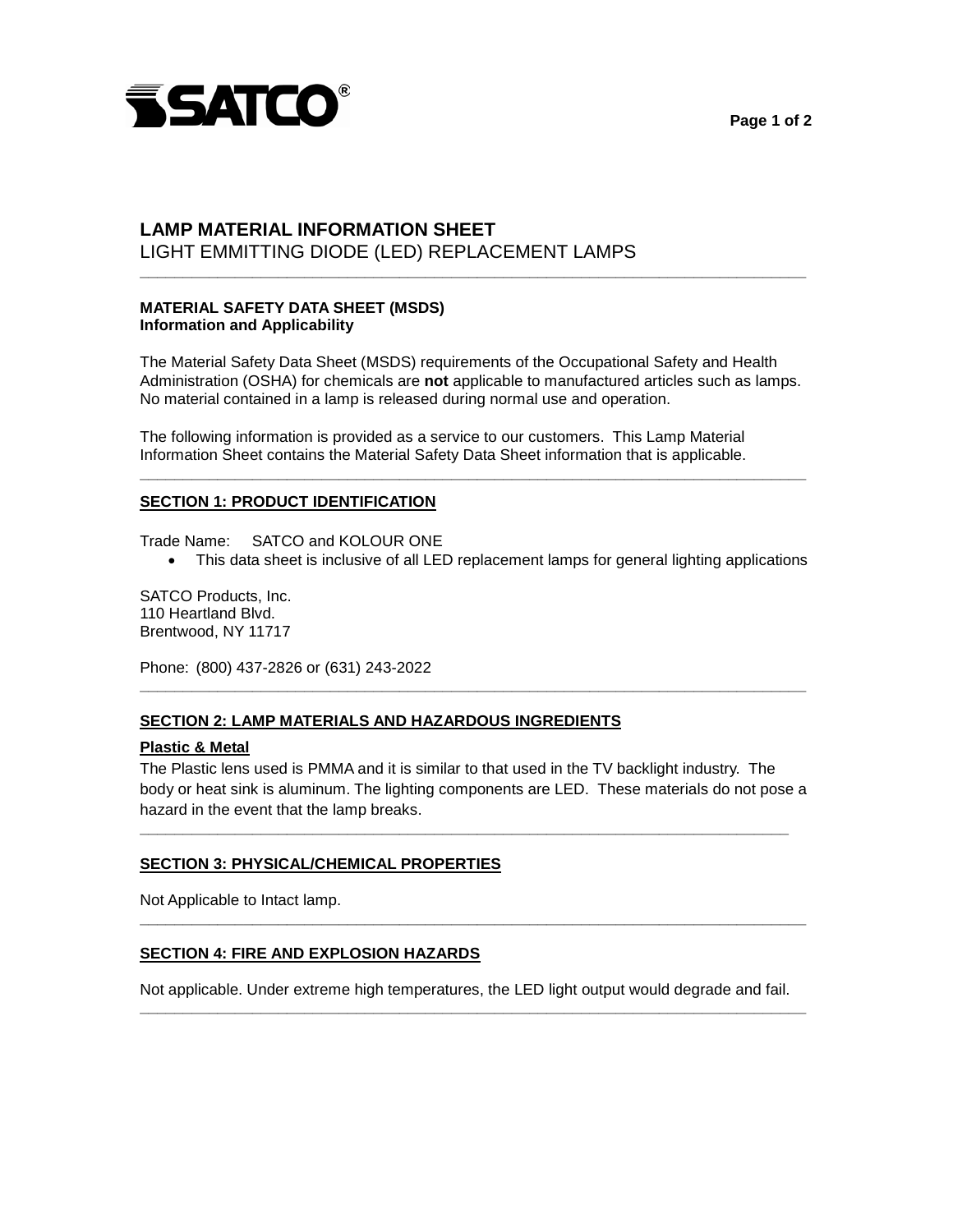SATCO®

# LAMP MATERIAL INFORMATION SHEET

LIGHT EMMITTING DIODE (LED) REPLACEMENT LAMPS

---

**MATERIAL SAFETY DATA SHEET (MSDS)**
**Information and Applicability**

The Material Safety Data Sheet (MSDS) requirements of the Occupational Safety and Health Administration (OSHA) for chemicals are **not** applicable to manufactured articles such as lamps. No material contained in a lamp is released during normal use and operation.

The following information is provided as a service to our customers. This Lamp Material Information Sheet contains the Material Safety Data Sheet information that is applicable.

---

## SECTION 1: PRODUCT IDENTIFICATION

Trade Name: SATCO and KOLOUR ONE

- This data sheet is inclusive of all LED replacement lamps for general lighting applications

SATCO Products, Inc.
110 Heartland Blvd.
Brentwood, NY 11717

Phone: (800) 437-2826 or (631) 243-2022

---

## SECTION 2: LAMP MATERIALS AND HAZARDOUS INGREDIENTS

**Plastic & Metal**

The Plastic lens used is PMMA and it is similar to that used in the TV backlight industry. The body or heat sink is aluminum. The lighting components are LED. These materials do not pose a hazard in the event that the lamp breaks.

---

## SECTION 3: PHYSICAL/CHEMICAL PROPERTIES

Not Applicable to Intact lamp.

---

## SECTION 4: FIRE AND EXPLOSION HAZARDS

Not applicable. Under extreme high temperatures, the LED light output would degrade and fail.

---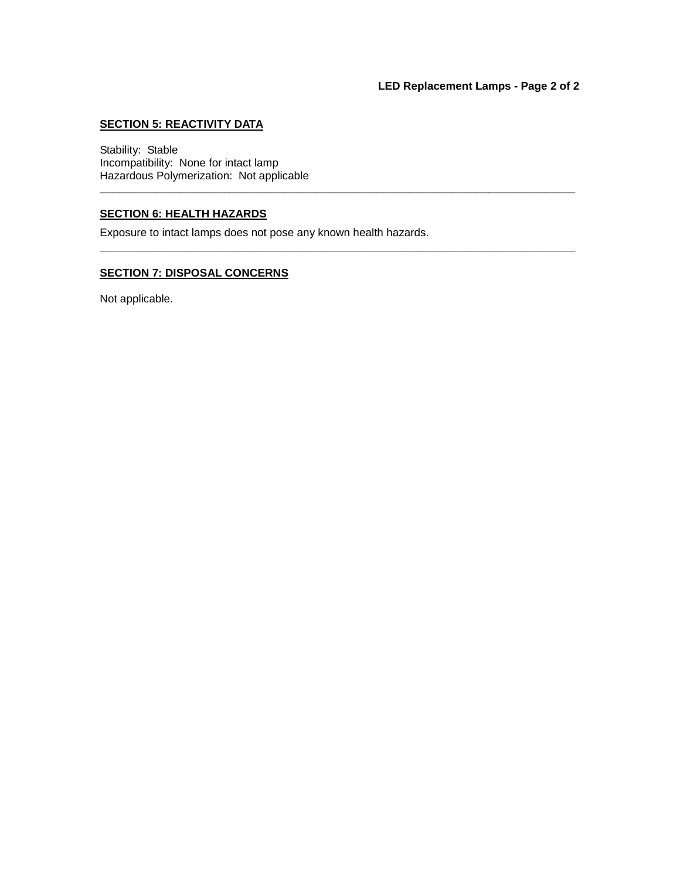## SECTION 5: REACTIVITY DATA

Stability: Stable
Incompatibility: None for intact lamp
Hazardous Polymerization: Not applicable

---

## SECTION 6: HEALTH HAZARDS

Exposure to intact lamps does not pose any known health hazards.

---

## SECTION 7: DISPOSAL CONCERNS

Not applicable.